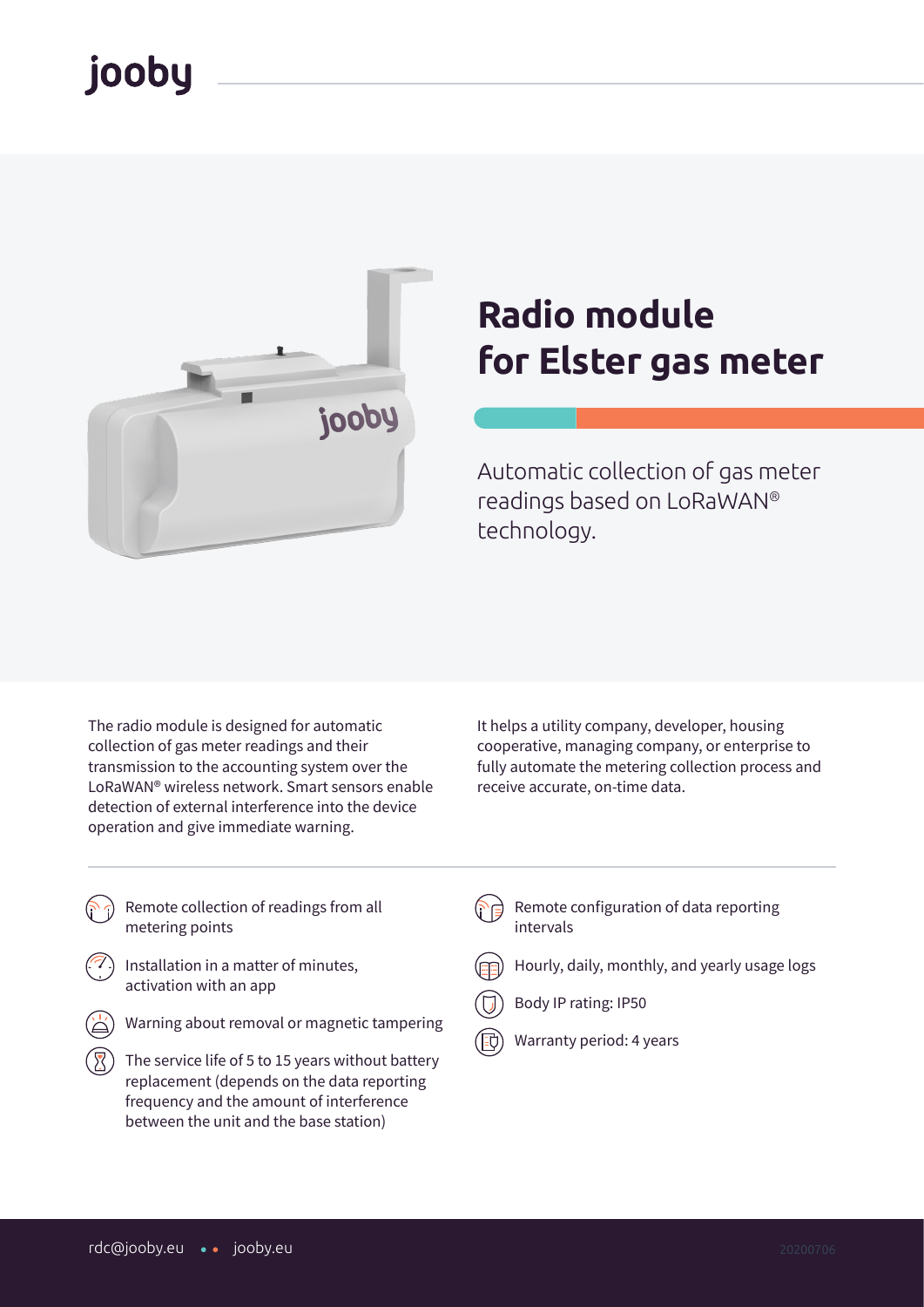jooby

# Radio module for Elster gas meter

Automatic collection of gas meter readings based on LoRaWAN® technology.

The radio module is designed for automatic collection of gas meter readings and their transmission to the accounting system over the LoRaWAN® wireless network. Smart sensors enable detection of external interference into the device operation and give immediate warning.

It helps a utility company, developer, housing cooperative, managing company, or enterprise to fully automate the metering collection process and receive accurate, on-time data.

- Remote collection of readings from all metering points
- Installation in a matter of minutes, activation with an app
- Warning about removal or magnetic tampering
- The service life of 5 to 15 years without battery replacement (depends on the data reporting frequency and the amount of interference between the unit and the base station)
- Remote configuration of data reporting intervals
- Hourly, daily, monthly, and yearly usage logs
- Body IP rating: IP50
- Warranty period: 4 years

rdc@jooby.eu • • jooby.eu

20200706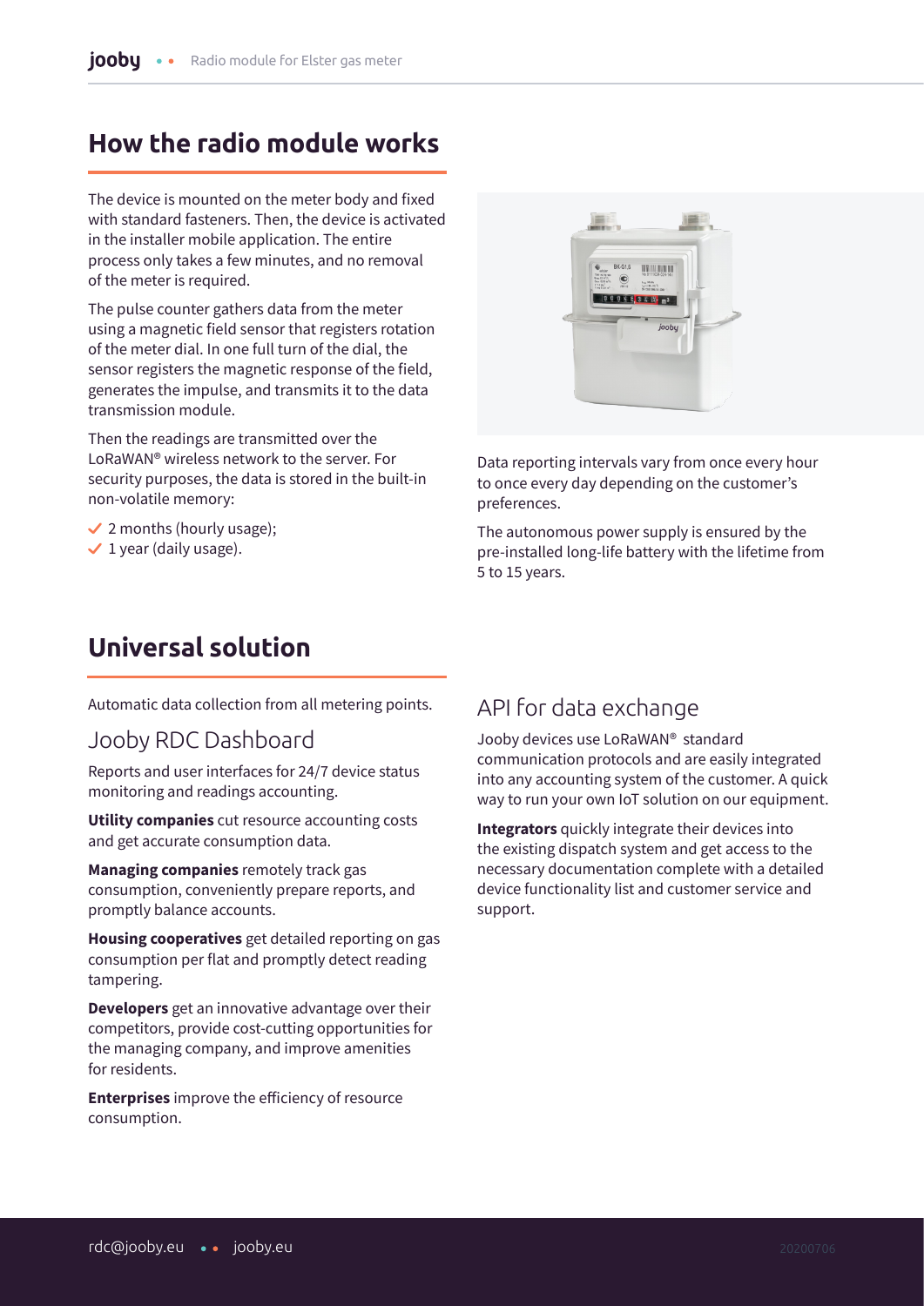## How the radio module works

The device is mounted on the meter body and fixed with standard fasteners. Then, the device is activated in the installer mobile application. The entire process only takes a few minutes, and no removal of the meter is required.

The pulse counter gathers data from the meter using a magnetic field sensor that registers rotation of the meter dial. In one full turn of the dial, the sensor registers the magnetic response of the field, generates the impulse, and transmits it to the data transmission module.

Then the readings are transmitted over the LoRaWAN® wireless network to the server. For security purposes, the data is stored in the built-in non-volatile memory:

- 2 months (hourly usage);
- 1 year (daily usage).

Data reporting intervals vary from once every hour to once every day depending on the customer's preferences.

The autonomous power supply is ensured by the pre-installed long-life battery with the lifetime from 5 to 15 years.

## Universal solution

Automatic data collection from all metering points.

### Jooby RDC Dashboard

Reports and user interfaces for 24/7 device status monitoring and readings accounting.

**Utility companies** cut resource accounting costs and get accurate consumption data.

**Managing companies** remotely track gas consumption, conveniently prepare reports, and promptly balance accounts.

**Housing cooperatives** get detailed reporting on gas consumption per flat and promptly detect reading tampering.

**Developers** get an innovative advantage over their competitors, provide cost-cutting opportunities for the managing company, and improve amenities for residents.

**Enterprises** improve the efficiency of resource consumption.

### API for data exchange

Jooby devices use LoRaWAN® standard communication protocols and are easily integrated into any accounting system of the customer. A quick way to run your own IoT solution on our equipment.

**Integrators** quickly integrate their devices into the existing dispatch system and get access to the necessary documentation complete with a detailed device functionality list and customer service and support.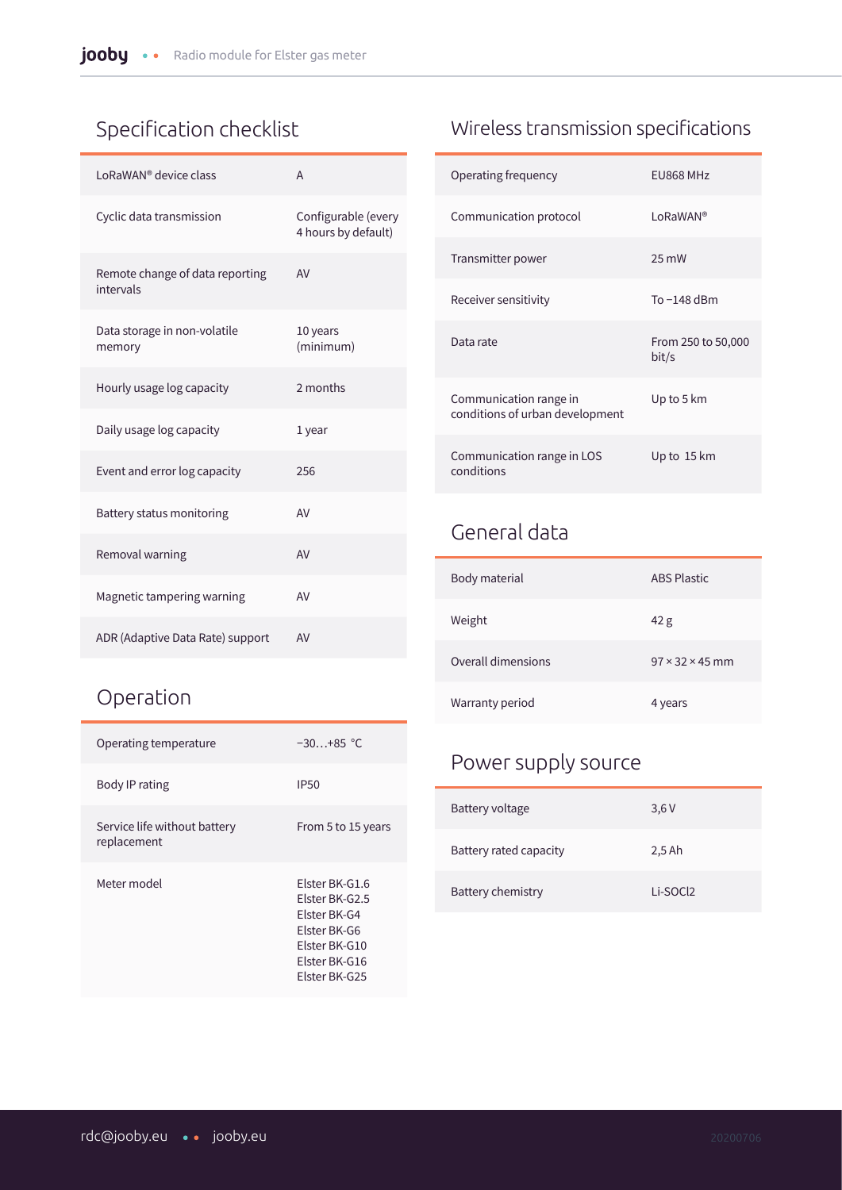## Specification checklist

| | |
|---|---|
| LoRaWAN® device class | A |
| Cyclic data transmission | Configurable (every 4 hours by default) |
| Remote change of data reporting intervals | AV |
| Data storage in non-volatile memory | 10 years (minimum) |
| Hourly usage log capacity | 2 months |
| Daily usage log capacity | 1 year |
| Event and error log capacity | 256 |
| Battery status monitoring | AV |
| Removal warning | AV |
| Magnetic tampering warning | AV |
| ADR (Adaptive Data Rate) support | AV |

## Operation

| | |
|---|---|
| Operating temperature | −30…+85 °C |
| Body IP rating | IP50 |
| Service life without battery replacement | From 5 to 15 years |
| Meter model | Elster BK-G1.6<br>Elster BK-G2.5<br>Elster BK-G4<br>Elster BK-G6<br>Elster BK-G10<br>Elster BK-G16<br>Elster BK-G25 |

## Wireless transmission specifications

| | |
|---|---|
| Operating frequency | EU868 MHz |
| Communication protocol | LoRaWAN® |
| Transmitter power | 25 mW |
| Receiver sensitivity | To −148 dBm |
| Data rate | From 250 to 50,000 bit/s |
| Communication range in conditions of urban development | Up to 5 km |
| Communication range in LOS conditions | Up to 15 km |

## General data

| | |
|---|---|
| Body material | ABS Plastic |
| Weight | 42 g |
| Overall dimensions | 97 × 32 × 45 mm |
| Warranty period | 4 years |

## Power supply source

| | |
|---|---|
| Battery voltage | 3,6 V |
| Battery rated capacity | 2,5 Ah |
| Battery chemistry | Li-SOCl2 |

rdc@jooby.eu • • jooby.eu